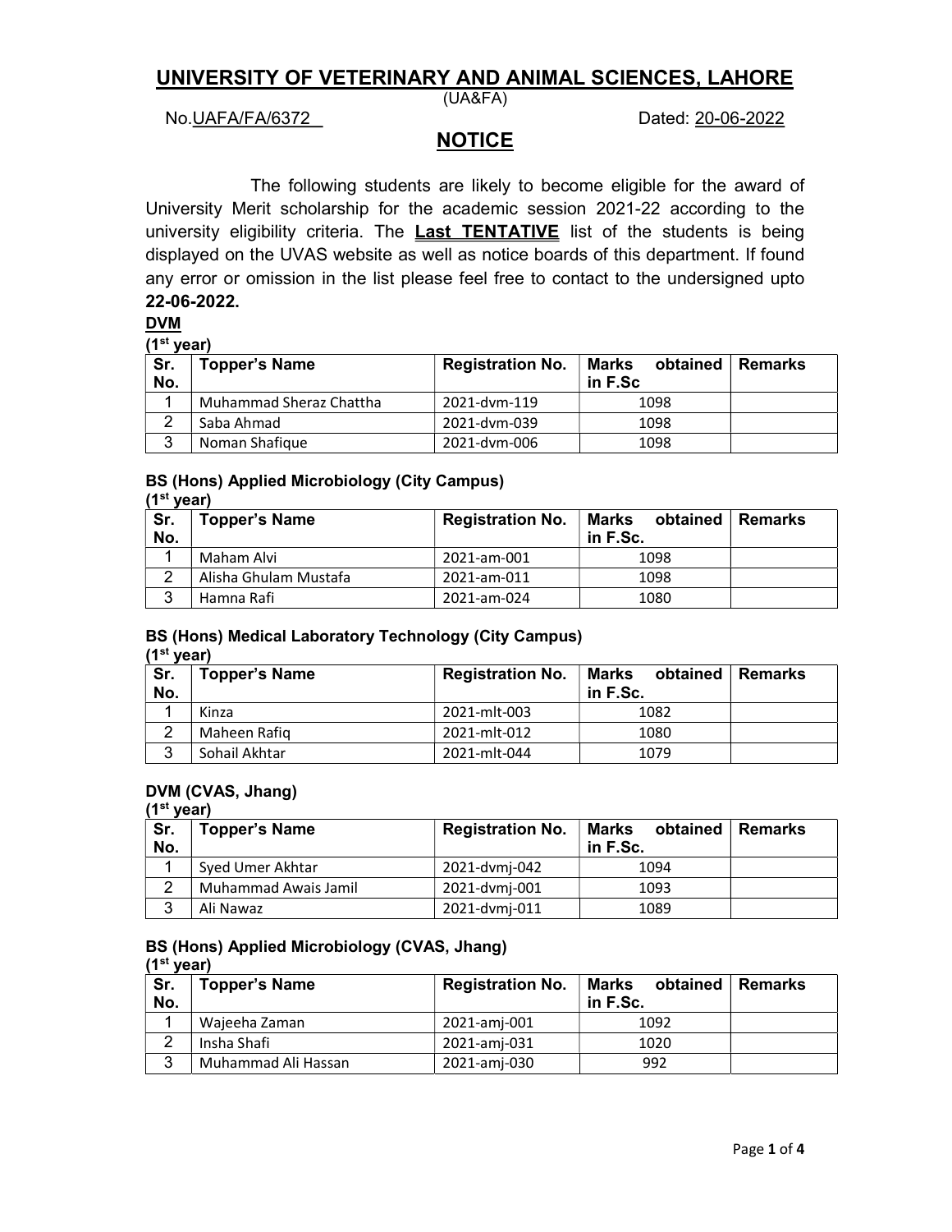# UNIVERSITY OF VETERINARY AND ANIMAL SCIENCES, LAHORE

(UA&FA)

No.UAFA/FA/6372 Dated: 20-06-2022

## NOTICE

The following students are likely to become eligible for the award of University Merit scholarship for the academic session 2021-22 according to the university eligibility criteria. The **Last TENTATIVE** list of the students is being displayed on the UVAS website as well as notice boards of this department. If found any error or omission in the list please feel free to contact to the undersigned upto **22-06-2022.**

**DVM**

**(1st year)**

| Sr. No. | Topper's Name | Registration No. | Marks obtained in F.Sc | Remarks |
|---|---|---|---|---|
| 1 | Muhammad Sheraz Chattha | 2021-dvm-119 | 1098 | |
| 2 | Saba Ahmad | 2021-dvm-039 | 1098 | |
| 3 | Noman Shafique | 2021-dvm-006 | 1098 | |

**BS (Hons) Applied Microbiology (City Campus)**

**(1st year)**

| Sr. No. | Topper's Name | Registration No. | Marks obtained in F.Sc. | Remarks |
|---|---|---|---|---|
| 1 | Maham Alvi | 2021-am-001 | 1098 | |
| 2 | Alisha Ghulam Mustafa | 2021-am-011 | 1098 | |
| 3 | Hamna Rafi | 2021-am-024 | 1080 | |

**BS (Hons) Medical Laboratory Technology (City Campus)**

**(1st year)**

| Sr. No. | Topper's Name | Registration No. | Marks obtained in F.Sc. | Remarks |
|---|---|---|---|---|
| 1 | Kinza | 2021-mlt-003 | 1082 | |
| 2 | Maheen Rafiq | 2021-mlt-012 | 1080 | |
| 3 | Sohail Akhtar | 2021-mlt-044 | 1079 | |

**DVM (CVAS, Jhang)**

**(1st year)**

| Sr. No. | Topper's Name | Registration No. | Marks obtained in F.Sc. | Remarks |
|---|---|---|---|---|
| 1 | Syed Umer Akhtar | 2021-dvmj-042 | 1094 | |
| 2 | Muhammad Awais Jamil | 2021-dvmj-001 | 1093 | |
| 3 | Ali Nawaz | 2021-dvmj-011 | 1089 | |

**BS (Hons) Applied Microbiology (CVAS, Jhang)**

**(1st year)**

| Sr. No. | Topper's Name | Registration No. | Marks obtained in F.Sc. | Remarks |
|---|---|---|---|---|
| 1 | Wajeeha Zaman | 2021-amj-001 | 1092 | |
| 2 | Insha Shafi | 2021-amj-031 | 1020 | |
| 3 | Muhammad Ali Hassan | 2021-amj-030 | 992 | |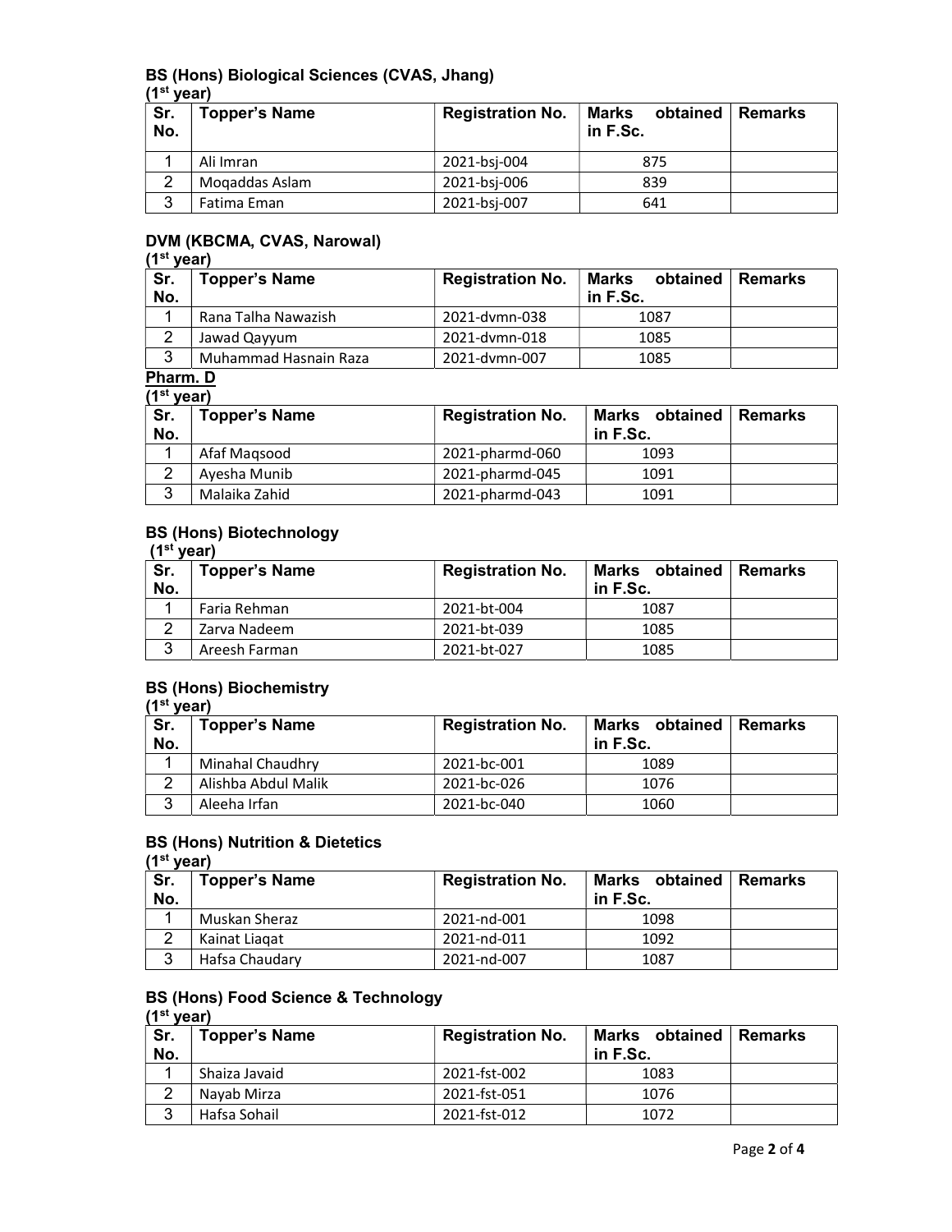**BS (Hons) Biological Sciences (CVAS, Jhang)**
**(1st year)**

| Sr. No. | Topper's Name | Registration No. | Marks obtained in F.Sc. | Remarks |
|---|---|---|---|---|
| 1 | Ali Imran | 2021-bsj-004 | 875 | |
| 2 | Moqaddas Aslam | 2021-bsj-006 | 839 | |
| 3 | Fatima Eman | 2021-bsj-007 | 641 | |

**DVM (KBCMA, CVAS, Narowal)**
**(1st year)**

| Sr. No. | Topper's Name | Registration No. | Marks obtained in F.Sc. | Remarks |
|---|---|---|---|---|
| 1 | Rana Talha Nawazish | 2021-dvmn-038 | 1087 | |
| 2 | Jawad Qayyum | 2021-dvmn-018 | 1085 | |
| 3 | Muhammad Hasnain Raza | 2021-dvmn-007 | 1085 | |

**Pharm. D**
**(1st year)**

| Sr. No. | Topper's Name | Registration No. | Marks obtained in F.Sc. | Remarks |
|---|---|---|---|---|
| 1 | Afaf Maqsood | 2021-pharmd-060 | 1093 | |
| 2 | Ayesha Munib | 2021-pharmd-045 | 1091 | |
| 3 | Malaika Zahid | 2021-pharmd-043 | 1091 | |

**BS (Hons) Biotechnology**
**(1st year)**

| Sr. No. | Topper's Name | Registration No. | Marks obtained in F.Sc. | Remarks |
|---|---|---|---|---|
| 1 | Faria Rehman | 2021-bt-004 | 1087 | |
| 2 | Zarva Nadeem | 2021-bt-039 | 1085 | |
| 3 | Areesh Farman | 2021-bt-027 | 1085 | |

**BS (Hons) Biochemistry**
**(1st year)**

| Sr. No. | Topper's Name | Registration No. | Marks obtained in F.Sc. | Remarks |
|---|---|---|---|---|
| 1 | Minahal Chaudhry | 2021-bc-001 | 1089 | |
| 2 | Alishba Abdul Malik | 2021-bc-026 | 1076 | |
| 3 | Aleeha Irfan | 2021-bc-040 | 1060 | |

**BS (Hons) Nutrition & Dietetics**
**(1st year)**

| Sr. No. | Topper's Name | Registration No. | Marks obtained in F.Sc. | Remarks |
|---|---|---|---|---|
| 1 | Muskan Sheraz | 2021-nd-001 | 1098 | |
| 2 | Kainat Liaqat | 2021-nd-011 | 1092 | |
| 3 | Hafsa Chaudary | 2021-nd-007 | 1087 | |

**BS (Hons) Food Science & Technology**
**(1st year)**

| Sr. No. | Topper's Name | Registration No. | Marks obtained in F.Sc. | Remarks |
|---|---|---|---|---|
| 1 | Shaiza Javaid | 2021-fst-002 | 1083 | |
| 2 | Nayab Mirza | 2021-fst-051 | 1076 | |
| 3 | Hafsa Sohail | 2021-fst-012 | 1072 | |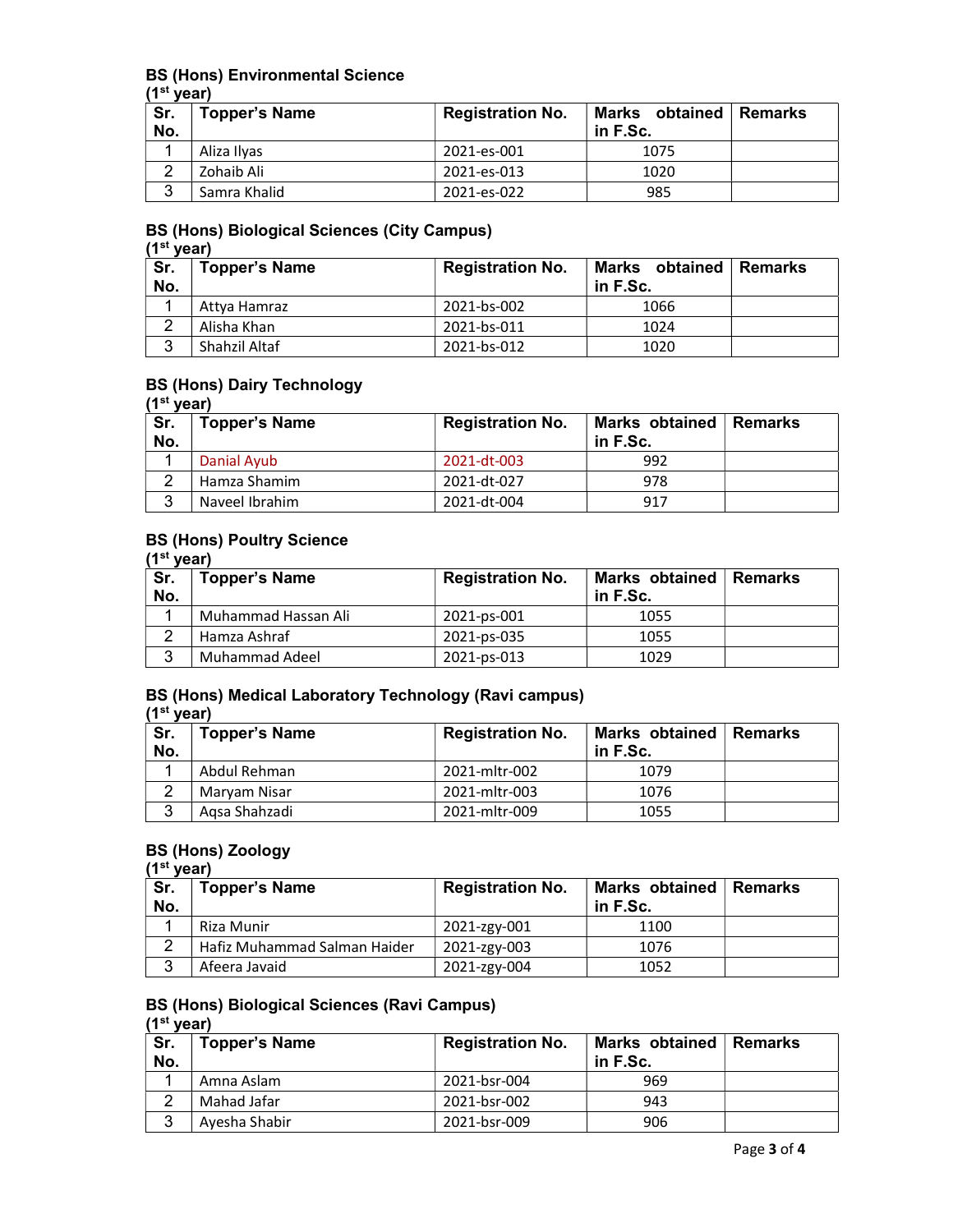### BS (Hons) Environmental Science
**(1st year)**

| Sr. No. | Topper's Name | Registration No. | Marks obtained in F.Sc. | Remarks |
|---|---|---|---|---|
| 1 | Aliza Ilyas | 2021-es-001 | 1075 | |
| 2 | Zohaib Ali | 2021-es-013 | 1020 | |
| 3 | Samra Khalid | 2021-es-022 | 985 | |

### BS (Hons) Biological Sciences (City Campus)
**(1st year)**

| Sr. No. | Topper's Name | Registration No. | Marks obtained in F.Sc. | Remarks |
|---|---|---|---|---|
| 1 | Attya Hamraz | 2021-bs-002 | 1066 | |
| 2 | Alisha Khan | 2021-bs-011 | 1024 | |
| 3 | Shahzil Altaf | 2021-bs-012 | 1020 | |

### BS (Hons) Dairy Technology
**(1st year)**

| Sr. No. | Topper's Name | Registration No. | Marks obtained in F.Sc. | Remarks |
|---|---|---|---|---|
| 1 | Danial Ayub | 2021-dt-003 | 992 | |
| 2 | Hamza Shamim | 2021-dt-027 | 978 | |
| 3 | Naveel Ibrahim | 2021-dt-004 | 917 | |

### BS (Hons) Poultry Science
**(1st year)**

| Sr. No. | Topper's Name | Registration No. | Marks obtained in F.Sc. | Remarks |
|---|---|---|---|---|
| 1 | Muhammad Hassan Ali | 2021-ps-001 | 1055 | |
| 2 | Hamza Ashraf | 2021-ps-035 | 1055 | |
| 3 | Muhammad Adeel | 2021-ps-013 | 1029 | |

### BS (Hons) Medical Laboratory Technology (Ravi campus)
**(1st year)**

| Sr. No. | Topper's Name | Registration No. | Marks obtained in F.Sc. | Remarks |
|---|---|---|---|---|
| 1 | Abdul Rehman | 2021-mltr-002 | 1079 | |
| 2 | Maryam Nisar | 2021-mltr-003 | 1076 | |
| 3 | Aqsa Shahzadi | 2021-mltr-009 | 1055 | |

### BS (Hons) Zoology
**(1st year)**

| Sr. No. | Topper's Name | Registration No. | Marks obtained in F.Sc. | Remarks |
|---|---|---|---|---|
| 1 | Riza Munir | 2021-zgy-001 | 1100 | |
| 2 | Hafiz Muhammad Salman Haider | 2021-zgy-003 | 1076 | |
| 3 | Afeera Javaid | 2021-zgy-004 | 1052 | |

### BS (Hons) Biological Sciences (Ravi Campus)
**(1st year)**

| Sr. No. | Topper's Name | Registration No. | Marks obtained in F.Sc. | Remarks |
|---|---|---|---|---|
| 1 | Amna Aslam | 2021-bsr-004 | 969 | |
| 2 | Mahad Jafar | 2021-bsr-002 | 943 | |
| 3 | Ayesha Shabir | 2021-bsr-009 | 906 | |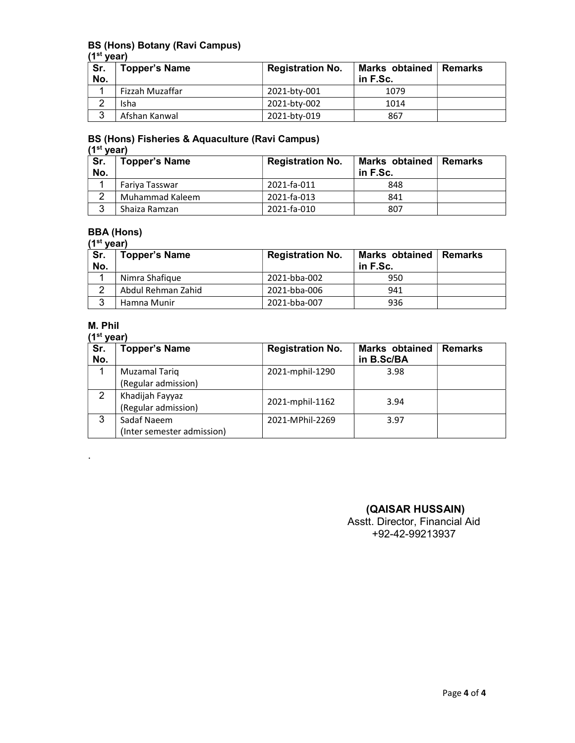**BS (Hons) Botany (Ravi Campus)**
**(1st year)**

| Sr. No. | Topper's Name | Registration No. | Marks obtained in F.Sc. | Remarks |
|---|---|---|---|---|
| 1 | Fizzah Muzaffar | 2021-bty-001 | 1079 | |
| 2 | Isha | 2021-bty-002 | 1014 | |
| 3 | Afshan Kanwal | 2021-bty-019 | 867 | |

**BS (Hons) Fisheries & Aquaculture (Ravi Campus)**
**(1st year)**

| Sr. No. | Topper's Name | Registration No. | Marks obtained in F.Sc. | Remarks |
|---|---|---|---|---|
| 1 | Fariya Tasswar | 2021-fa-011 | 848 | |
| 2 | Muhammad Kaleem | 2021-fa-013 | 841 | |
| 3 | Shaiza Ramzan | 2021-fa-010 | 807 | |

**BBA (Hons)**
**(1st year)**

| Sr. No. | Topper's Name | Registration No. | Marks obtained in F.Sc. | Remarks |
|---|---|---|---|---|
| 1 | Nimra Shafique | 2021-bba-002 | 950 | |
| 2 | Abdul Rehman Zahid | 2021-bba-006 | 941 | |
| 3 | Hamna Munir | 2021-bba-007 | 936 | |

**M. Phil**
**(1st year)**

| Sr. No. | Topper's Name | Registration No. | Marks obtained in B.Sc/BA | Remarks |
|---|---|---|---|---|
| 1 | Muzamal Tariq (Regular admission) | 2021-mphil-1290 | 3.98 | |
| 2 | Khadijah Fayyaz (Regular admission) | 2021-mphil-1162 | 3.94 | |
| 3 | Sadaf Naeem (Inter semester admission) | 2021-MPhil-2269 | 3.97 | |

.

**(QAISAR HUSSAIN)**
Asstt. Director, Financial Aid
+92-42-99213937